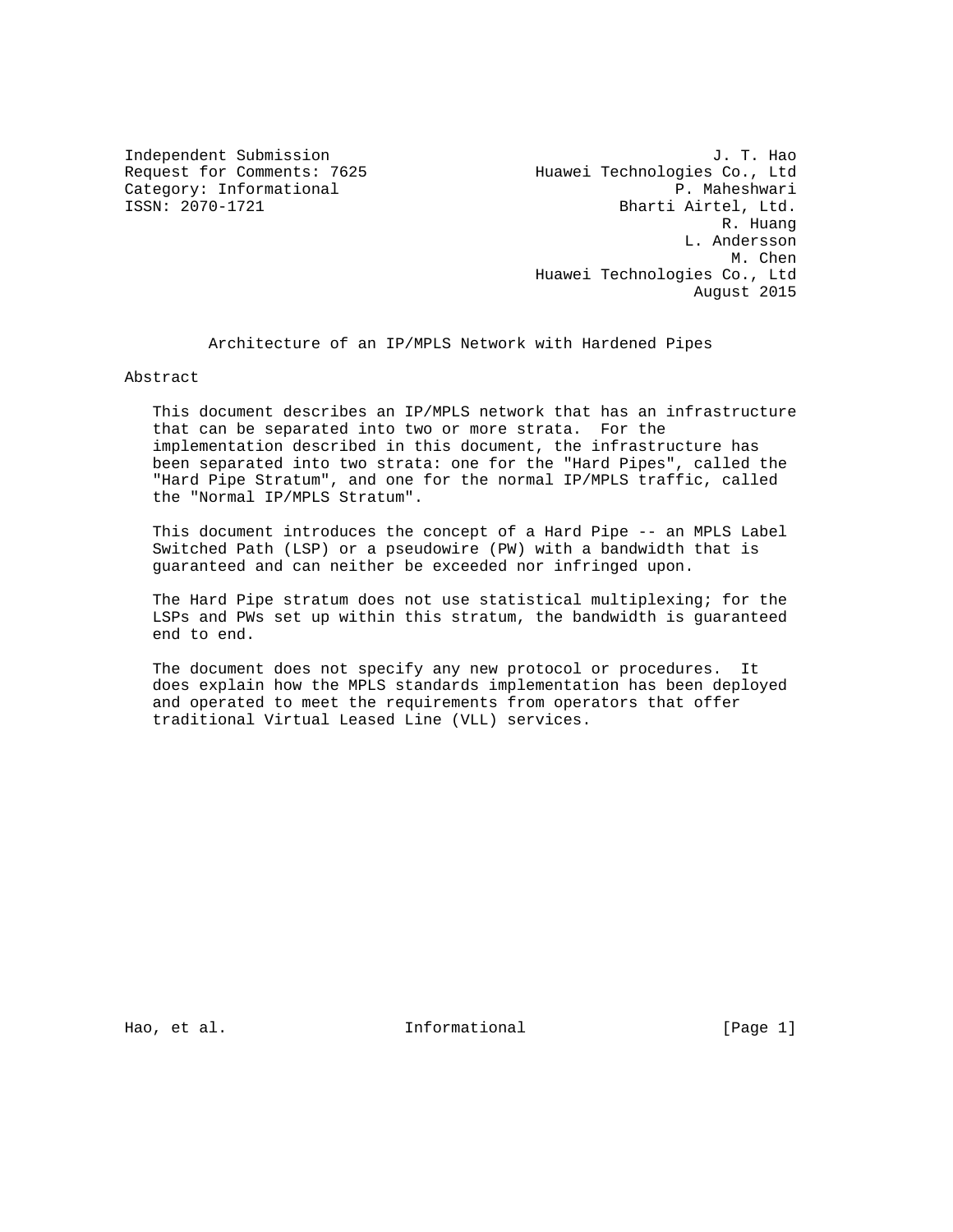Independent Submission J. T. Hao
Request for Comments: 7625 Huawei Technologies Co., Ltd
Category: Informational P. Maheshwari
ISSN: 2070-1721 Bharti Airtel, Ltd.
R. Huang
L. Andersson
M. Chen
Huawei Technologies Co., Ltd
August 2015

# Architecture of an IP/MPLS Network with Hardened Pipes

## Abstract

This document describes an IP/MPLS network that has an infrastructure that can be separated into two or more strata. For the implementation described in this document, the infrastructure has been separated into two strata: one for the "Hard Pipes", called the "Hard Pipe Stratum", and one for the normal IP/MPLS traffic, called the "Normal IP/MPLS Stratum".

This document introduces the concept of a Hard Pipe -- an MPLS Label Switched Path (LSP) or a pseudowire (PW) with a bandwidth that is guaranteed and can neither be exceeded nor infringed upon.

The Hard Pipe stratum does not use statistical multiplexing; for the LSPs and PWs set up within this stratum, the bandwidth is guaranteed end to end.

The document does not specify any new protocol or procedures. It does explain how the MPLS standards implementation has been deployed and operated to meet the requirements from operators that offer traditional Virtual Leased Line (VLL) services.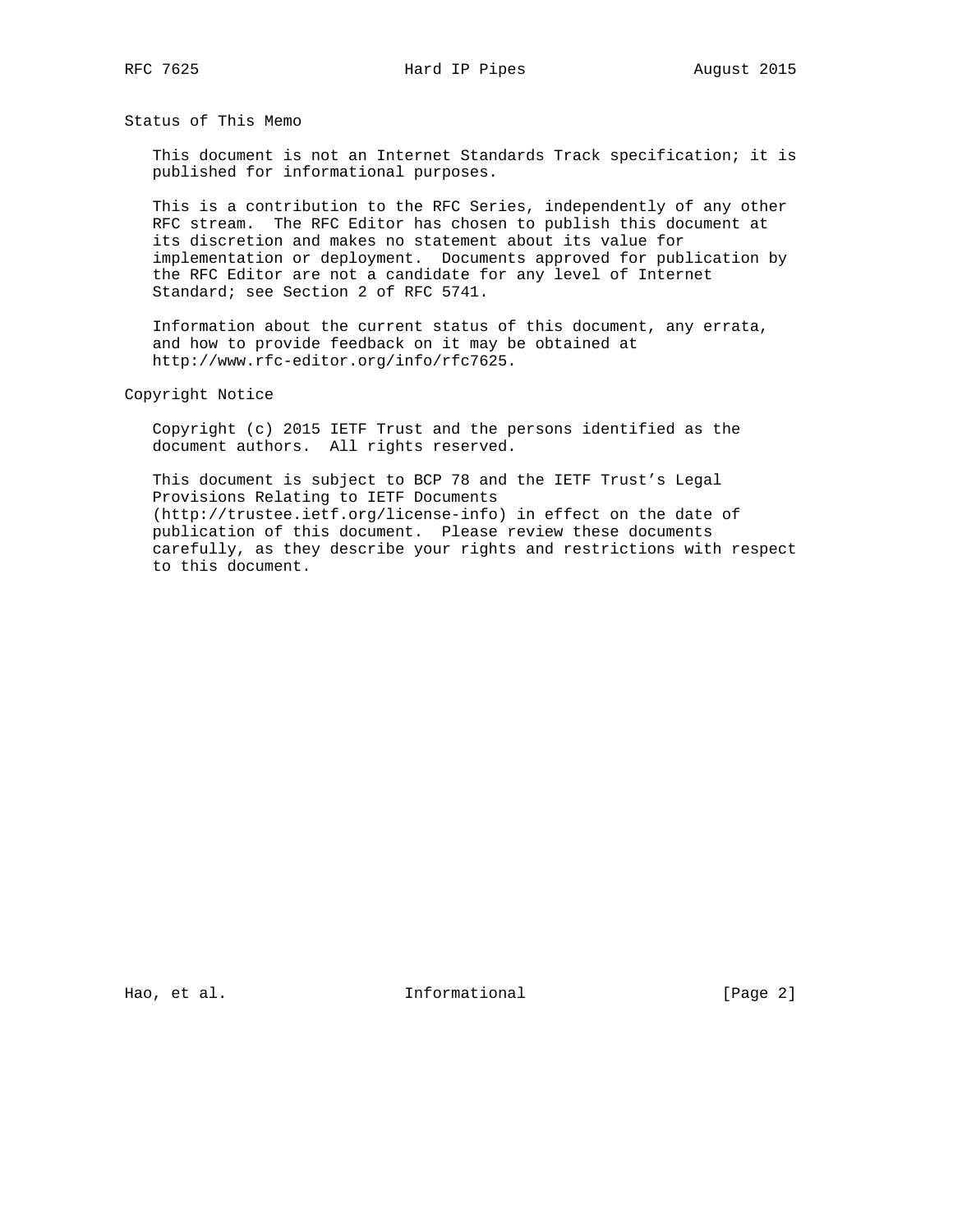## Status of This Memo

This document is not an Internet Standards Track specification; it is published for informational purposes.

This is a contribution to the RFC Series, independently of any other RFC stream. The RFC Editor has chosen to publish this document at its discretion and makes no statement about its value for implementation or deployment. Documents approved for publication by the RFC Editor are not a candidate for any level of Internet Standard; see Section 2 of RFC 5741.

Information about the current status of this document, any errata, and how to provide feedback on it may be obtained at http://www.rfc-editor.org/info/rfc7625.

## Copyright Notice

Copyright (c) 2015 IETF Trust and the persons identified as the document authors. All rights reserved.

This document is subject to BCP 78 and the IETF Trust's Legal Provisions Relating to IETF Documents (http://trustee.ietf.org/license-info) in effect on the date of publication of this document. Please review these documents carefully, as they describe your rights and restrictions with respect to this document.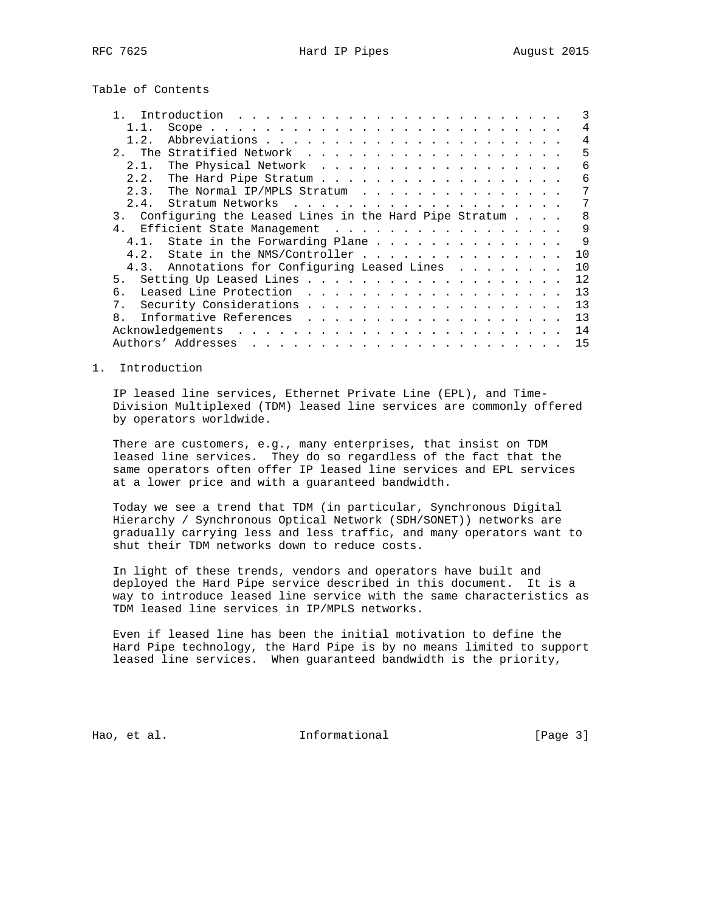Table of Contents

```
   1.  Introduction  . . . . . . . . . . . . . . . . . . . . . . . .   3
     1.1.  Scope . . . . . . . . . . . . . . . . . . . . . . . . . .   4
     1.2.  Abbreviations . . . . . . . . . . . . . . . . . . . . . .   4
   2.  The Stratified Network  . . . . . . . . . . . . . . . . . . .   5
     2.1.  The Physical Network  . . . . . . . . . . . . . . . . . .   6
     2.2.  The Hard Pipe Stratum . . . . . . . . . . . . . . . . . .   6
     2.3.  The Normal IP/MPLS Stratum  . . . . . . . . . . . . . . .   7
     2.4.  Stratum Networks  . . . . . . . . . . . . . . . . . . . .   7
   3.  Configuring the Leased Lines in the Hard Pipe Stratum . . . .   8
   4.  Efficient State Management  . . . . . . . . . . . . . . . . .   9
     4.1.  State in the Forwarding Plane . . . . . . . . . . . . . .   9
     4.2.  State in the NMS/Controller . . . . . . . . . . . . . . .  10
     4.3.  Annotations for Configuring Leased Lines  . . . . . . . .  10
   5.  Setting Up Leased Lines . . . . . . . . . . . . . . . . . . .  12
   6.  Leased Line Protection  . . . . . . . . . . . . . . . . . . .  13
   7.  Security Considerations . . . . . . . . . . . . . . . . . . .  13
   8.  Informative References  . . . . . . . . . . . . . . . . . . .  13
   Acknowledgements  . . . . . . . . . . . . . . . . . . . . . . . .  14
   Authors' Addresses  . . . . . . . . . . . . . . . . . . . . . . .  15
```

# 1. Introduction

IP leased line services, Ethernet Private Line (EPL), and Time-Division Multiplexed (TDM) leased line services are commonly offered by operators worldwide.

There are customers, e.g., many enterprises, that insist on TDM leased line services. They do so regardless of the fact that the same operators often offer IP leased line services and EPL services at a lower price and with a guaranteed bandwidth.

Today we see a trend that TDM (in particular, Synchronous Digital Hierarchy / Synchronous Optical Network (SDH/SONET)) networks are gradually carrying less and less traffic, and many operators want to shut their TDM networks down to reduce costs.

In light of these trends, vendors and operators have built and deployed the Hard Pipe service described in this document. It is a way to introduce leased line service with the same characteristics as TDM leased line services in IP/MPLS networks.

Even if leased line has been the initial motivation to define the Hard Pipe technology, the Hard Pipe is by no means limited to support leased line services. When guaranteed bandwidth is the priority,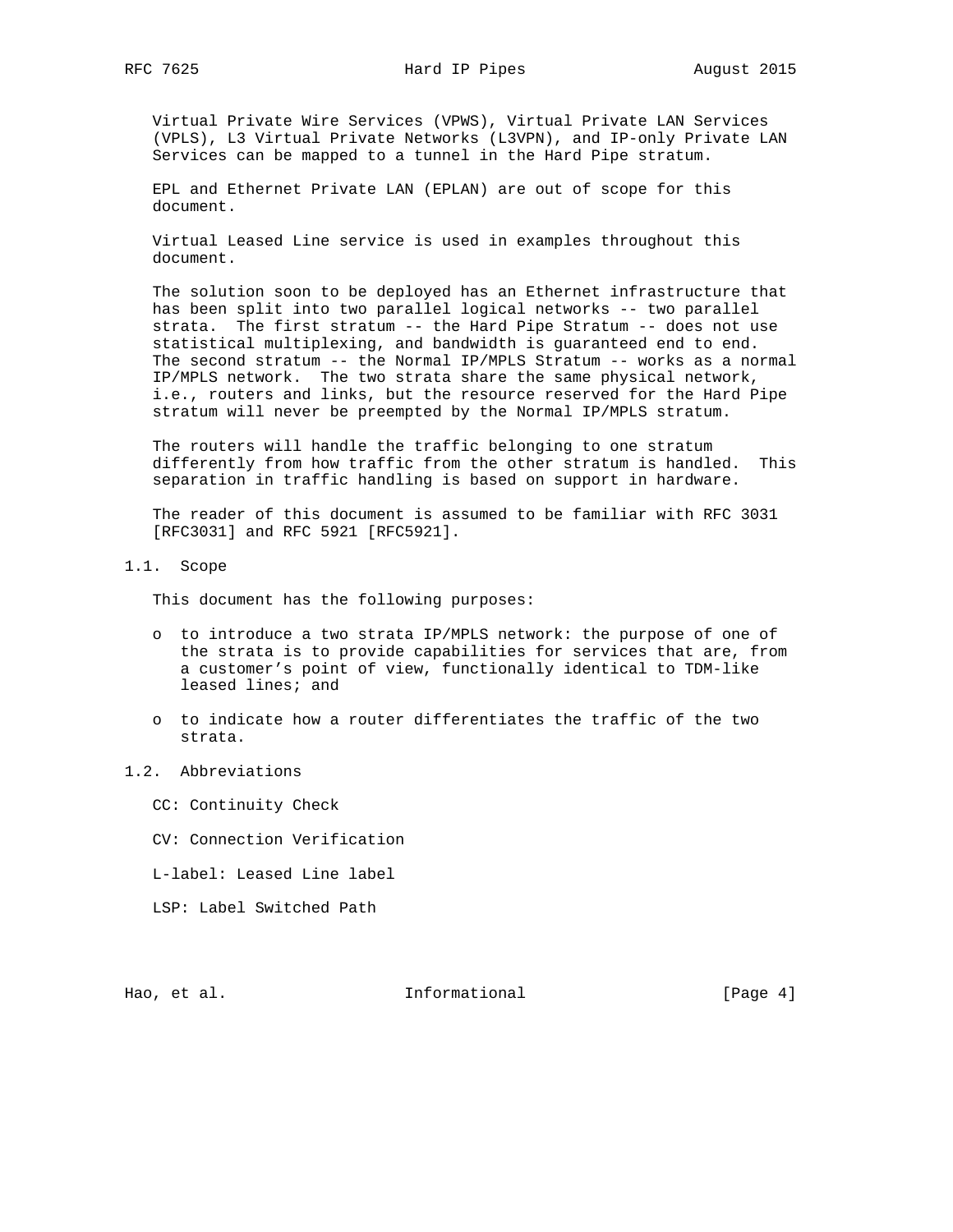Virtual Private Wire Services (VPWS), Virtual Private LAN Services (VPLS), L3 Virtual Private Networks (L3VPN), and IP-only Private LAN Services can be mapped to a tunnel in the Hard Pipe stratum.

EPL and Ethernet Private LAN (EPLAN) are out of scope for this document.

Virtual Leased Line service is used in examples throughout this document.

The solution soon to be deployed has an Ethernet infrastructure that has been split into two parallel logical networks -- two parallel strata. The first stratum -- the Hard Pipe Stratum -- does not use statistical multiplexing, and bandwidth is guaranteed end to end. The second stratum -- the Normal IP/MPLS Stratum -- works as a normal IP/MPLS network. The two strata share the same physical network, i.e., routers and links, but the resource reserved for the Hard Pipe stratum will never be preempted by the Normal IP/MPLS stratum.

The routers will handle the traffic belonging to one stratum differently from how traffic from the other stratum is handled. This separation in traffic handling is based on support in hardware.

The reader of this document is assumed to be familiar with RFC 3031 [RFC3031] and RFC 5921 [RFC5921].

## 1.1. Scope

This document has the following purposes:

- to introduce a two strata IP/MPLS network: the purpose of one of the strata is to provide capabilities for services that are, from a customer's point of view, functionally identical to TDM-like leased lines; and
- to indicate how a router differentiates the traffic of the two strata.

## 1.2. Abbreviations

CC: Continuity Check

CV: Connection Verification

L-label: Leased Line label

LSP: Label Switched Path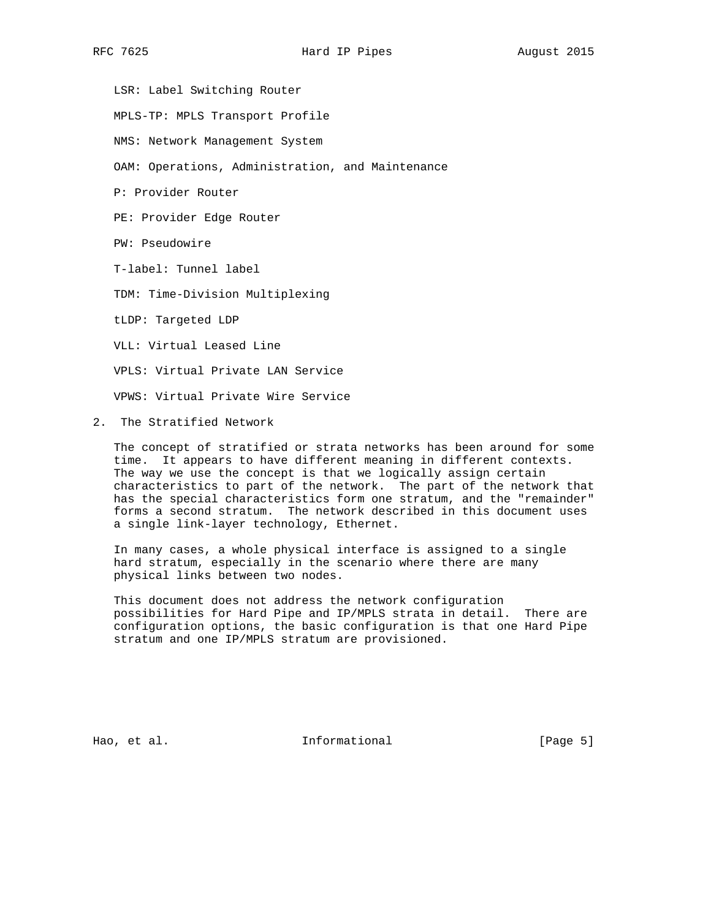LSR: Label Switching Router

MPLS-TP: MPLS Transport Profile

NMS: Network Management System

OAM: Operations, Administration, and Maintenance

P: Provider Router

PE: Provider Edge Router

PW: Pseudowire

T-label: Tunnel label

TDM: Time-Division Multiplexing

tLDP: Targeted LDP

VLL: Virtual Leased Line

VPLS: Virtual Private LAN Service

VPWS: Virtual Private Wire Service

## 2. The Stratified Network

The concept of stratified or strata networks has been around for some time. It appears to have different meaning in different contexts. The way we use the concept is that we logically assign certain characteristics to part of the network. The part of the network that has the special characteristics form one stratum, and the "remainder" forms a second stratum. The network described in this document uses a single link-layer technology, Ethernet.

In many cases, a whole physical interface is assigned to a single hard stratum, especially in the scenario where there are many physical links between two nodes.

This document does not address the network configuration possibilities for Hard Pipe and IP/MPLS strata in detail. There are configuration options, the basic configuration is that one Hard Pipe stratum and one IP/MPLS stratum are provisioned.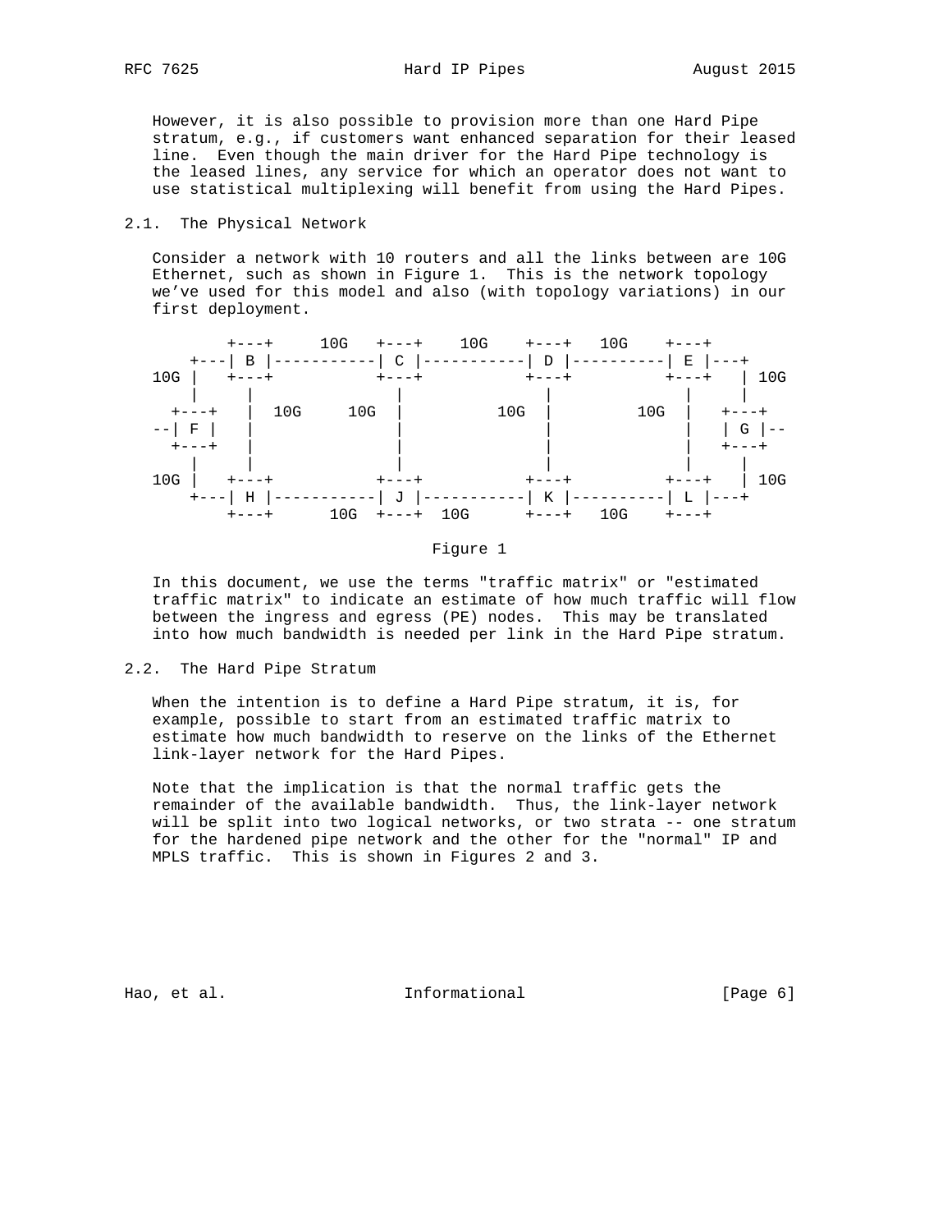However, it is also possible to provision more than one Hard Pipe stratum, e.g., if customers want enhanced separation for their leased line. Even though the main driver for the Hard Pipe technology is the leased lines, any service for which an operator does not want to use statistical multiplexing will benefit from using the Hard Pipes.

## 2.1. The Physical Network

Consider a network with 10 routers and all the links between are 10G Ethernet, such as shown in Figure 1. This is the network topology we've used for this model and also (with topology variations) in our first deployment.

```
        +---+     10G   +---+    10G    +---+   10G    +---+
    +---| B |-----------| C |-----------| D |----------| E |---+
10G |   +---+           +---+           +---+          +---+   | 10G
    |     |               |               |              |     |
  +---+   |  10G     10G  |         10G   |        10G   |   +---+
--| F |   |               |               |              |   | G |--
  +---+   |               |               |              |   +---+
    |     |               |               |              |     |
10G |   +---+           +---+           +---+          +---+   | 10G
    +---| H |-----------| J |-----------| K |----------| L |---+
        +---+      10G  +---+  10G      +---+   10G    +---+
```

Figure 1

In this document, we use the terms "traffic matrix" or "estimated traffic matrix" to indicate an estimate of how much traffic will flow between the ingress and egress (PE) nodes. This may be translated into how much bandwidth is needed per link in the Hard Pipe stratum.

## 2.2. The Hard Pipe Stratum

When the intention is to define a Hard Pipe stratum, it is, for example, possible to start from an estimated traffic matrix to estimate how much bandwidth to reserve on the links of the Ethernet link-layer network for the Hard Pipes.

Note that the implication is that the normal traffic gets the remainder of the available bandwidth. Thus, the link-layer network will be split into two logical networks, or two strata -- one stratum for the hardened pipe network and the other for the "normal" IP and MPLS traffic. This is shown in Figures 2 and 3.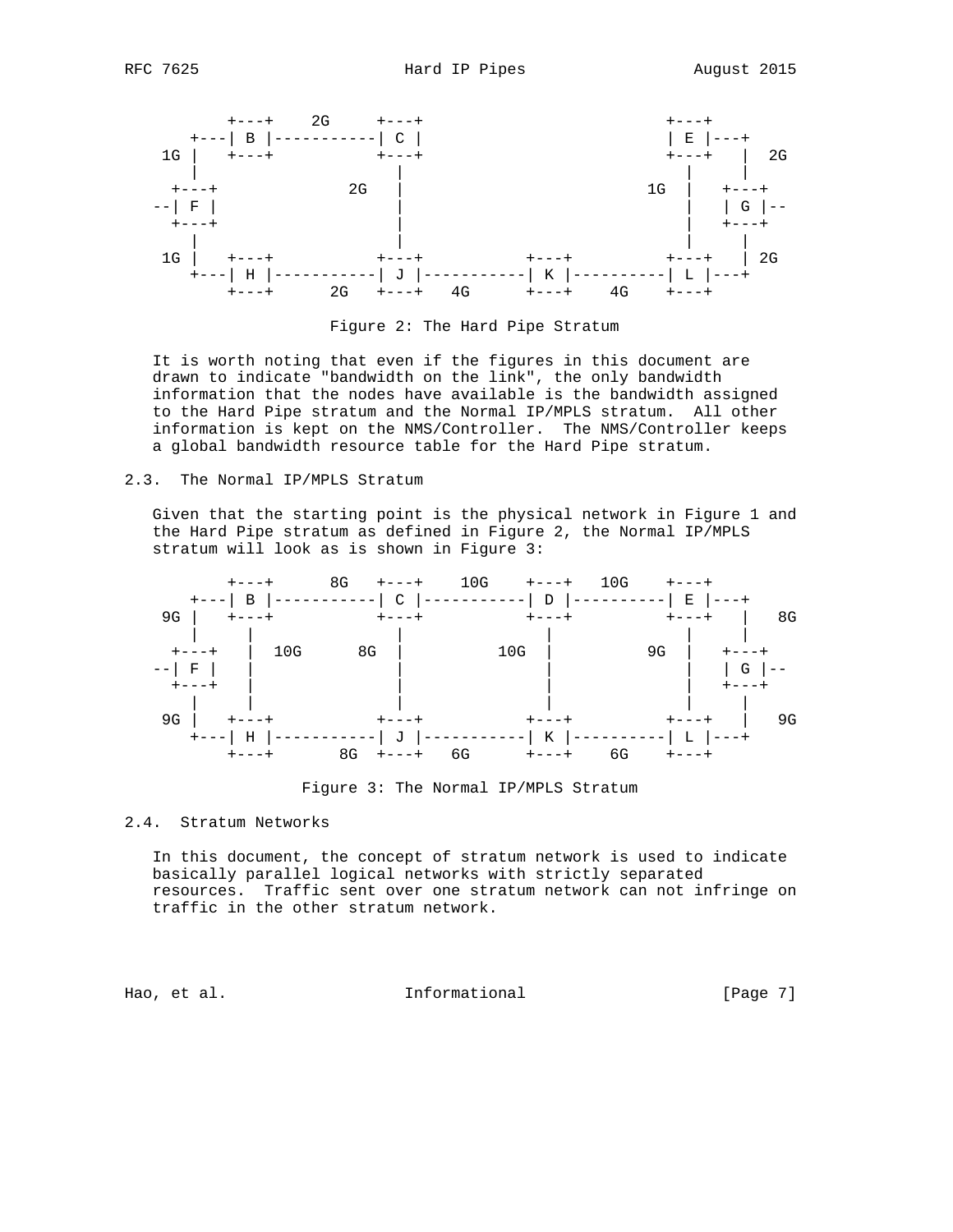```
        +---+    2G     +---+                       +---+
    +---| B |-----------| C |                       | E |---+
 1G |   +---+           +---+                       +---+   |  2G
    |                     |                           |     |
  +---+             2G    |                       1G  |   +---+
--| F |                   |                           |   | G |--
  +---+                   |                           |   +---+
    |                     |                           |     |
 1G |   +---+           +---+           +---+       +---+   | 2G
    +---| H |-----------| J |-----------| K |-------| L |---+
        +---+     2G    +---+   4G      +---+   4G   +---+
```

Figure 2: The Hard Pipe Stratum

It is worth noting that even if the figures in this document are drawn to indicate "bandwidth on the link", the only bandwidth information that the nodes have available is the bandwidth assigned to the Hard Pipe stratum and the Normal IP/MPLS stratum. All other information is kept on the NMS/Controller. The NMS/Controller keeps a global bandwidth resource table for the Hard Pipe stratum.

## 2.3. The Normal IP/MPLS Stratum

Given that the starting point is the physical network in Figure 1 and the Hard Pipe stratum as defined in Figure 2, the Normal IP/MPLS stratum will look as is shown in Figure 3:

```
        +---+      8G   +---+    10G    +---+   10G    +---+
    +---| B |-----------| C |-----------| D |----------| E |---+
 9G |   +---+           +---+           +---+          +---+   |   8G
    |     |               |               |              |     |
  +---+   |  10G      8G  |          10G  |          9G  |   +---+
--| F |   |               |               |              |   | G |--
  +---+   |               |               |              |   +---+
    |     |               |               |              |     |
 9G |   +---+           +---+           +---+          +---+   |   9G
    +---| H |-----------| J |-----------| K |----------| L |---+
        +---+      8G  +---+   6G      +---+    6G    +---+
```

Figure 3: The Normal IP/MPLS Stratum

## 2.4. Stratum Networks

In this document, the concept of stratum network is used to indicate basically parallel logical networks with strictly separated resources. Traffic sent over one stratum network can not infringe on traffic in the other stratum network.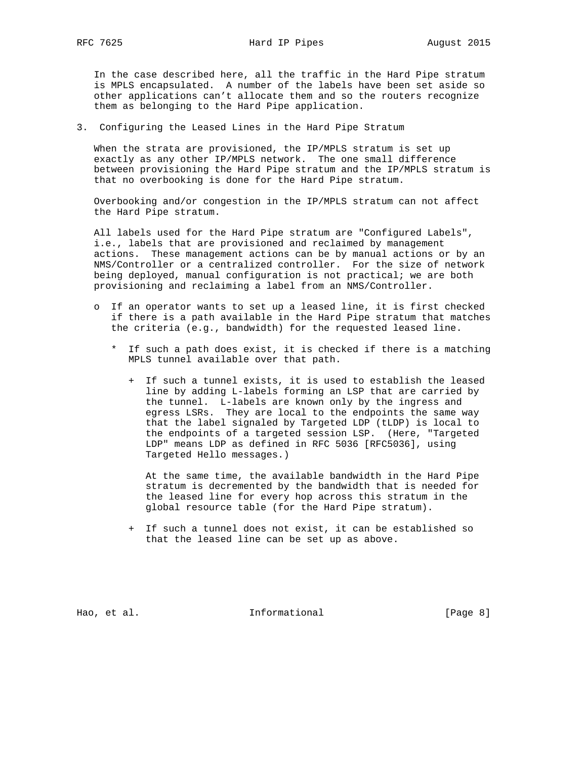In the case described here, all the traffic in the Hard Pipe stratum is MPLS encapsulated. A number of the labels have been set aside so other applications can't allocate them and so the routers recognize them as belonging to the Hard Pipe application.

## 3. Configuring the Leased Lines in the Hard Pipe Stratum

When the strata are provisioned, the IP/MPLS stratum is set up exactly as any other IP/MPLS network. The one small difference between provisioning the Hard Pipe stratum and the IP/MPLS stratum is that no overbooking is done for the Hard Pipe stratum.

Overbooking and/or congestion in the IP/MPLS stratum can not affect the Hard Pipe stratum.

All labels used for the Hard Pipe stratum are "Configured Labels", i.e., labels that are provisioned and reclaimed by management actions. These management actions can be by manual actions or by an NMS/Controller or a centralized controller. For the size of network being deployed, manual configuration is not practical; we are both provisioning and reclaiming a label from an NMS/Controller.

- If an operator wants to set up a leased line, it is first checked if there is a path available in the Hard Pipe stratum that matches the criteria (e.g., bandwidth) for the requested leased line.

  - If such a path does exist, it is checked if there is a matching MPLS tunnel available over that path.

    - If such a tunnel exists, it is used to establish the leased line by adding L-labels forming an LSP that are carried by the tunnel. L-labels are known only by the ingress and egress LSRs. They are local to the endpoints the same way that the label signaled by Targeted LDP (tLDP) is local to the endpoints of a targeted session LSP. (Here, "Targeted LDP" means LDP as defined in RFC 5036 [RFC5036], using Targeted Hello messages.)

      At the same time, the available bandwidth in the Hard Pipe stratum is decremented by the bandwidth that is needed for the leased line for every hop across this stratum in the global resource table (for the Hard Pipe stratum).

    - If such a tunnel does not exist, it can be established so that the leased line can be set up as above.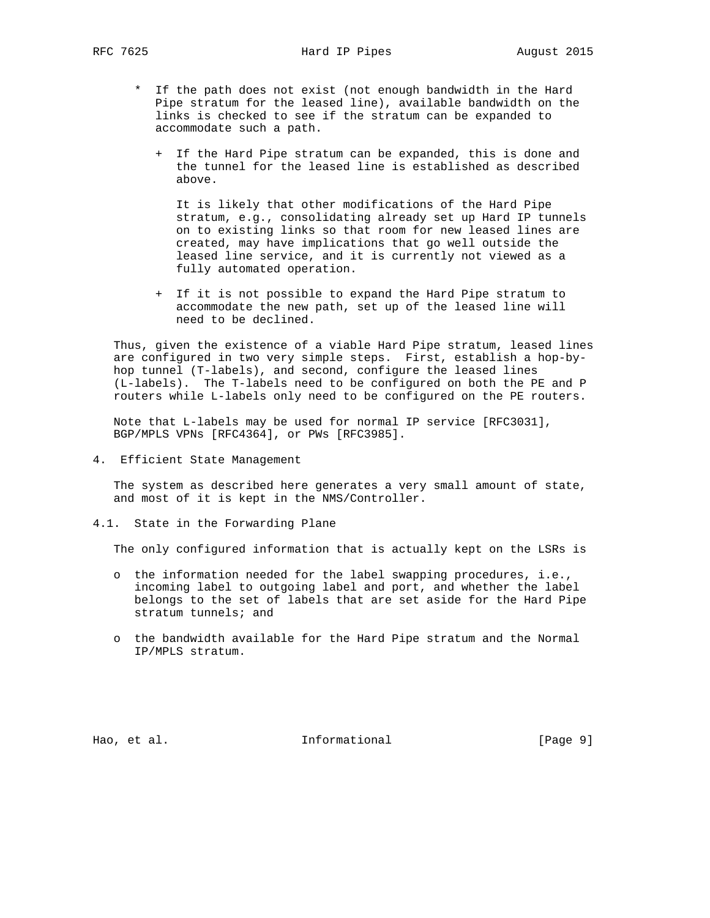* If the path does not exist (not enough bandwidth in the Hard Pipe stratum for the leased line), available bandwidth on the links is checked to see if the stratum can be expanded to accommodate such a path.

  + If the Hard Pipe stratum can be expanded, this is done and the tunnel for the leased line is established as described above.

    It is likely that other modifications of the Hard Pipe stratum, e.g., consolidating already set up Hard IP tunnels on to existing links so that room for new leased lines are created, may have implications that go well outside the leased line service, and it is currently not viewed as a fully automated operation.

  + If it is not possible to expand the Hard Pipe stratum to accommodate the new path, set up of the leased line will need to be declined.

Thus, given the existence of a viable Hard Pipe stratum, leased lines are configured in two very simple steps. First, establish a hop-by-hop tunnel (T-labels), and second, configure the leased lines (L-labels). The T-labels need to be configured on both the PE and P routers while L-labels only need to be configured on the PE routers.

Note that L-labels may be used for normal IP service [RFC3031], BGP/MPLS VPNs [RFC4364], or PWs [RFC3985].

# 4. Efficient State Management

The system as described here generates a very small amount of state, and most of it is kept in the NMS/Controller.

## 4.1. State in the Forwarding Plane

The only configured information that is actually kept on the LSRs is

- the information needed for the label swapping procedures, i.e., incoming label to outgoing label and port, and whether the label belongs to the set of labels that are set aside for the Hard Pipe stratum tunnels; and

- the bandwidth available for the Hard Pipe stratum and the Normal IP/MPLS stratum.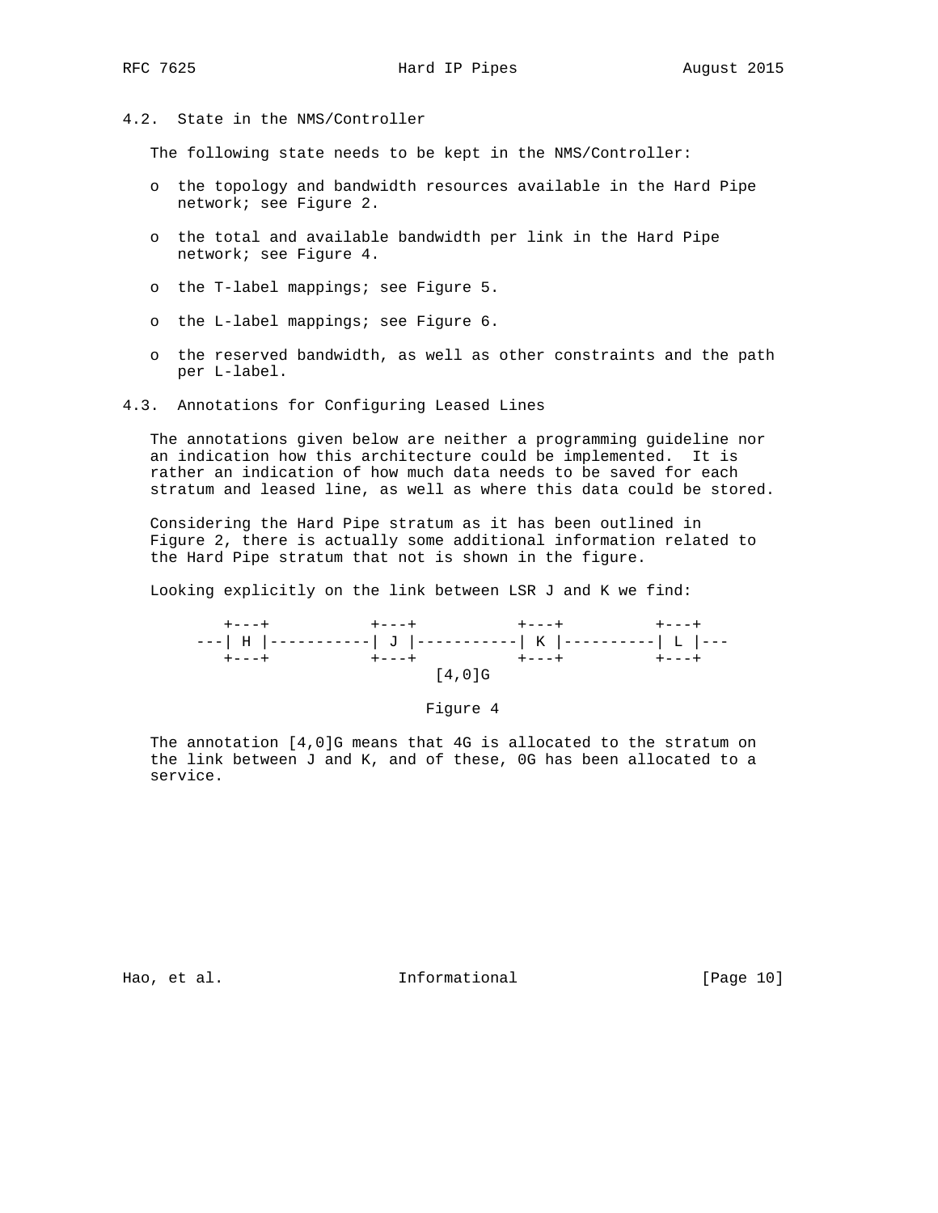## 4.2. State in the NMS/Controller

The following state needs to be kept in the NMS/Controller:

- the topology and bandwidth resources available in the Hard Pipe network; see Figure 2.
- the total and available bandwidth per link in the Hard Pipe network; see Figure 4.
- the T-label mappings; see Figure 5.
- the L-label mappings; see Figure 6.
- the reserved bandwidth, as well as other constraints and the path per L-label.

## 4.3. Annotations for Configuring Leased Lines

The annotations given below are neither a programming guideline nor an indication how this architecture could be implemented. It is rather an indication of how much data needs to be saved for each stratum and leased line, as well as where this data could be stored.

Considering the Hard Pipe stratum as it has been outlined in Figure 2, there is actually some additional information related to the Hard Pipe stratum that not is shown in the figure.

Looking explicitly on the link between LSR J and K we find:

```
      +---+          +---+          +---+         +---+
   ---| H |----------| J |----------| K |---------| L |---
      +---+          +---+          +---+         +---+
                           [4,0]G
```

Figure 4

The annotation [4,0]G means that 4G is allocated to the stratum on the link between J and K, and of these, 0G has been allocated to a service.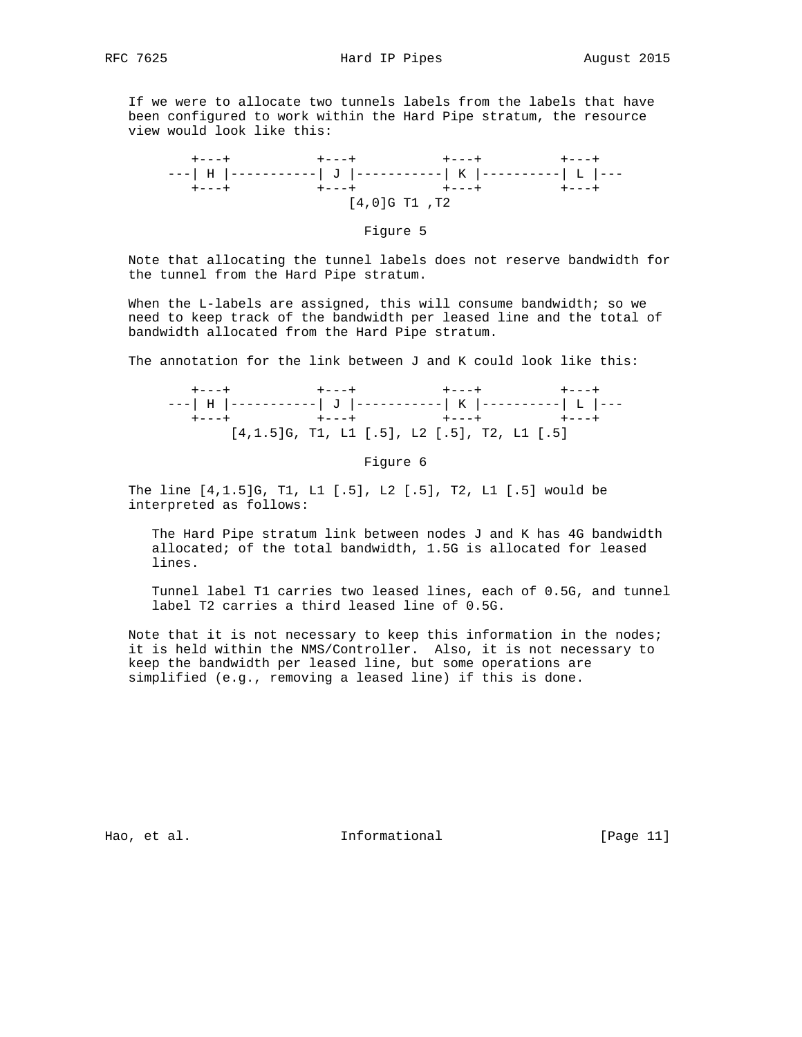If we were to allocate two tunnels labels from the labels that have been configured to work within the Hard Pipe stratum, the resource view would look like this:

```
        +---+          +---+          +---+         +---+
     ---| H |----------| J |----------| K |---------| L |---
        +---+          +---+          +---+         +---+
                            [4,0]G T1 ,T2
```

Figure 5

Note that allocating the tunnel labels does not reserve bandwidth for the tunnel from the Hard Pipe stratum.

When the L-labels are assigned, this will consume bandwidth; so we need to keep track of the bandwidth per leased line and the total of bandwidth allocated from the Hard Pipe stratum.

The annotation for the link between J and K could look like this:

```
        +---+          +---+          +---+         +---+
     ---| H |----------| J |----------| K |---------| L |---
        +---+          +---+          +---+         +---+
            [4,1.5]G, T1, L1 [.5], L2 [.5], T2, L1 [.5]
```

Figure 6

The line [4,1.5]G, T1, L1 [.5], L2 [.5], T2, L1 [.5] would be interpreted as follows:

The Hard Pipe stratum link between nodes J and K has 4G bandwidth allocated; of the total bandwidth, 1.5G is allocated for leased lines.

Tunnel label T1 carries two leased lines, each of 0.5G, and tunnel label T2 carries a third leased line of 0.5G.

Note that it is not necessary to keep this information in the nodes; it is held within the NMS/Controller. Also, it is not necessary to keep the bandwidth per leased line, but some operations are simplified (e.g., removing a leased line) if this is done.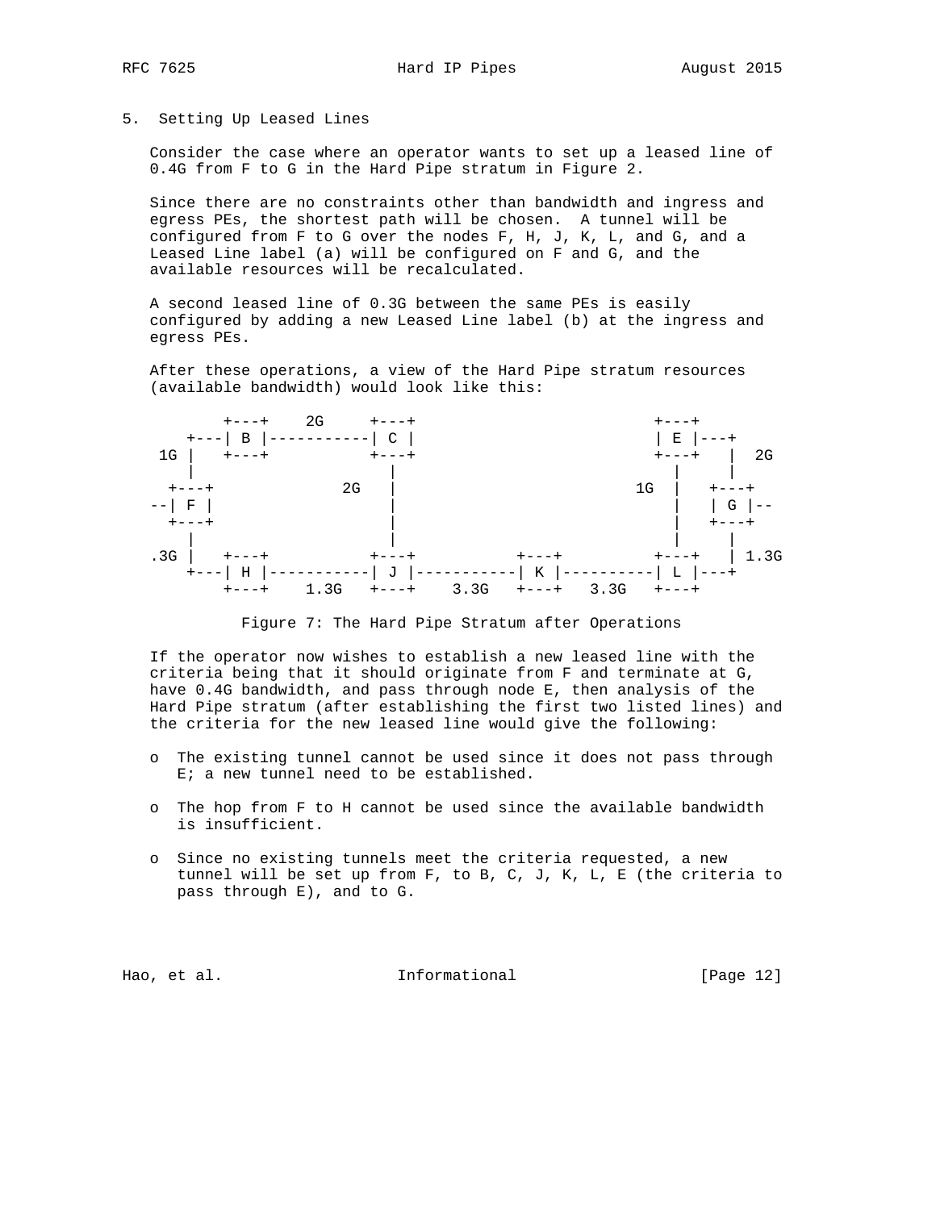## 5. Setting Up Leased Lines

Consider the case where an operator wants to set up a leased line of 0.4G from F to G in the Hard Pipe stratum in Figure 2.

Since there are no constraints other than bandwidth and ingress and egress PEs, the shortest path will be chosen. A tunnel will be configured from F to G over the nodes F, H, J, K, L, and G, and a Leased Line label (a) will be configured on F and G, and the available resources will be recalculated.

A second leased line of 0.3G between the same PEs is easily configured by adding a new Leased Line label (b) at the ingress and egress PEs.

After these operations, a view of the Hard Pipe stratum resources (available bandwidth) would look like this:

```
        +---+    2G     +---+                     +---+
    +---| B |-----------| C |                     | E |---+
 1G |   +---+           +---+                     +---+   |  2G
    |                     |                         |     |
  +---+             2G    |                     1G  |   +---+
--| F |                   |                         |   | G |--
  +---+                   |                         |   +---+
    |                     |                         |     |
.3G |   +---+           +---+          +---+      +---+   | 1.3G
    +---| H |-----------| J |-----------| K |----------| L |---+
        +---+    1.3G   +---+    3.3G   +---+   3.3G   +---+
```

Figure 7: The Hard Pipe Stratum after Operations

If the operator now wishes to establish a new leased line with the criteria being that it should originate from F and terminate at G, have 0.4G bandwidth, and pass through node E, then analysis of the Hard Pipe stratum (after establishing the first two listed lines) and the criteria for the new leased line would give the following:

- The existing tunnel cannot be used since it does not pass through E; a new tunnel need to be established.
- The hop from F to H cannot be used since the available bandwidth is insufficient.
- Since no existing tunnels meet the criteria requested, a new tunnel will be set up from F, to B, C, J, K, L, E (the criteria to pass through E), and to G.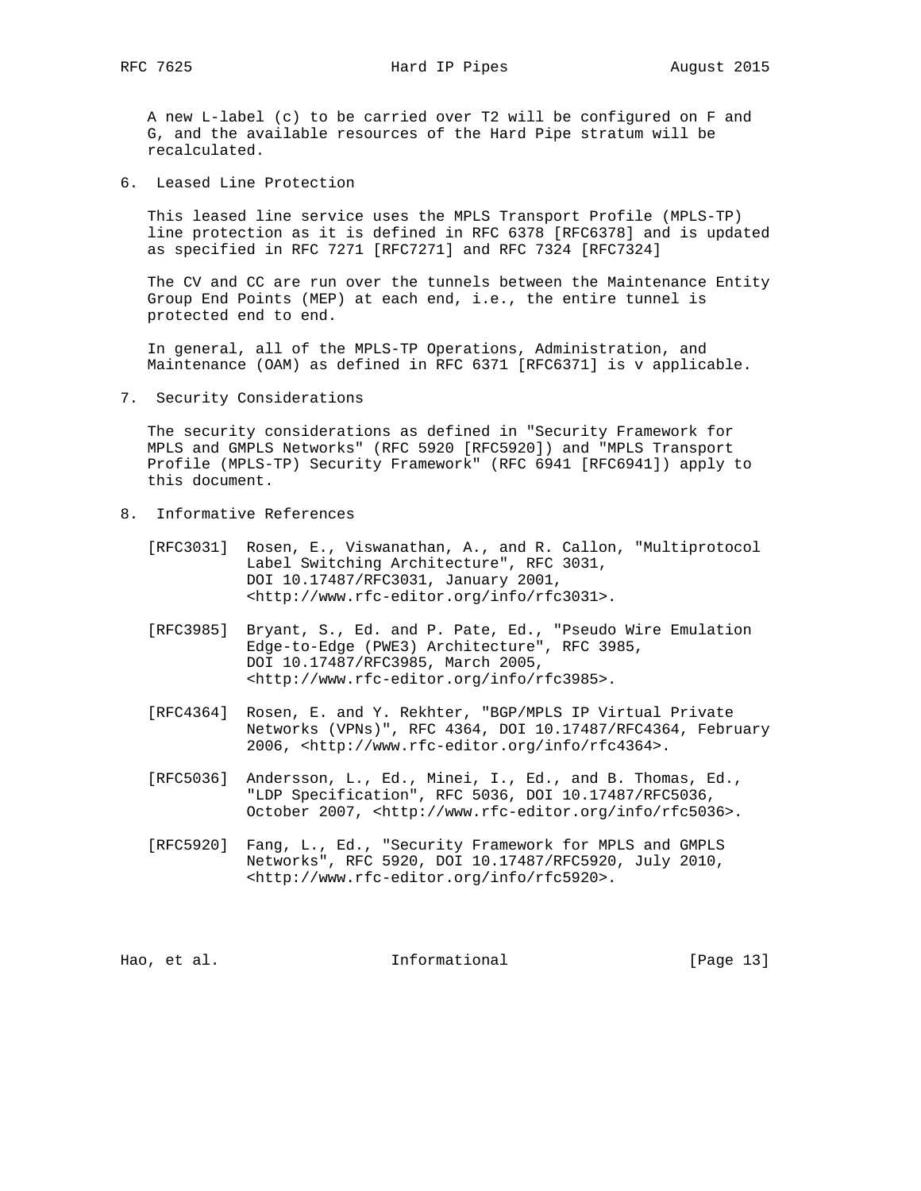A new L-label (c) to be carried over T2 will be configured on F and G, and the available resources of the Hard Pipe stratum will be recalculated.

## 6. Leased Line Protection

This leased line service uses the MPLS Transport Profile (MPLS-TP) line protection as it is defined in RFC 6378 [RFC6378] and is updated as specified in RFC 7271 [RFC7271] and RFC 7324 [RFC7324]

The CV and CC are run over the tunnels between the Maintenance Entity Group End Points (MEP) at each end, i.e., the entire tunnel is protected end to end.

In general, all of the MPLS-TP Operations, Administration, and Maintenance (OAM) as defined in RFC 6371 [RFC6371] is v applicable.

## 7. Security Considerations

The security considerations as defined in "Security Framework for MPLS and GMPLS Networks" (RFC 5920 [RFC5920]) and "MPLS Transport Profile (MPLS-TP) Security Framework" (RFC 6941 [RFC6941]) apply to this document.

## 8. Informative References

[RFC3031] Rosen, E., Viswanathan, A., and R. Callon, "Multiprotocol Label Switching Architecture", RFC 3031, DOI 10.17487/RFC3031, January 2001, <http://www.rfc-editor.org/info/rfc3031>.

[RFC3985] Bryant, S., Ed. and P. Pate, Ed., "Pseudo Wire Emulation Edge-to-Edge (PWE3) Architecture", RFC 3985, DOI 10.17487/RFC3985, March 2005, <http://www.rfc-editor.org/info/rfc3985>.

[RFC4364] Rosen, E. and Y. Rekhter, "BGP/MPLS IP Virtual Private Networks (VPNs)", RFC 4364, DOI 10.17487/RFC4364, February 2006, <http://www.rfc-editor.org/info/rfc4364>.

[RFC5036] Andersson, L., Ed., Minei, I., Ed., and B. Thomas, Ed., "LDP Specification", RFC 5036, DOI 10.17487/RFC5036, October 2007, <http://www.rfc-editor.org/info/rfc5036>.

[RFC5920] Fang, L., Ed., "Security Framework for MPLS and GMPLS Networks", RFC 5920, DOI 10.17487/RFC5920, July 2010, <http://www.rfc-editor.org/info/rfc5920>.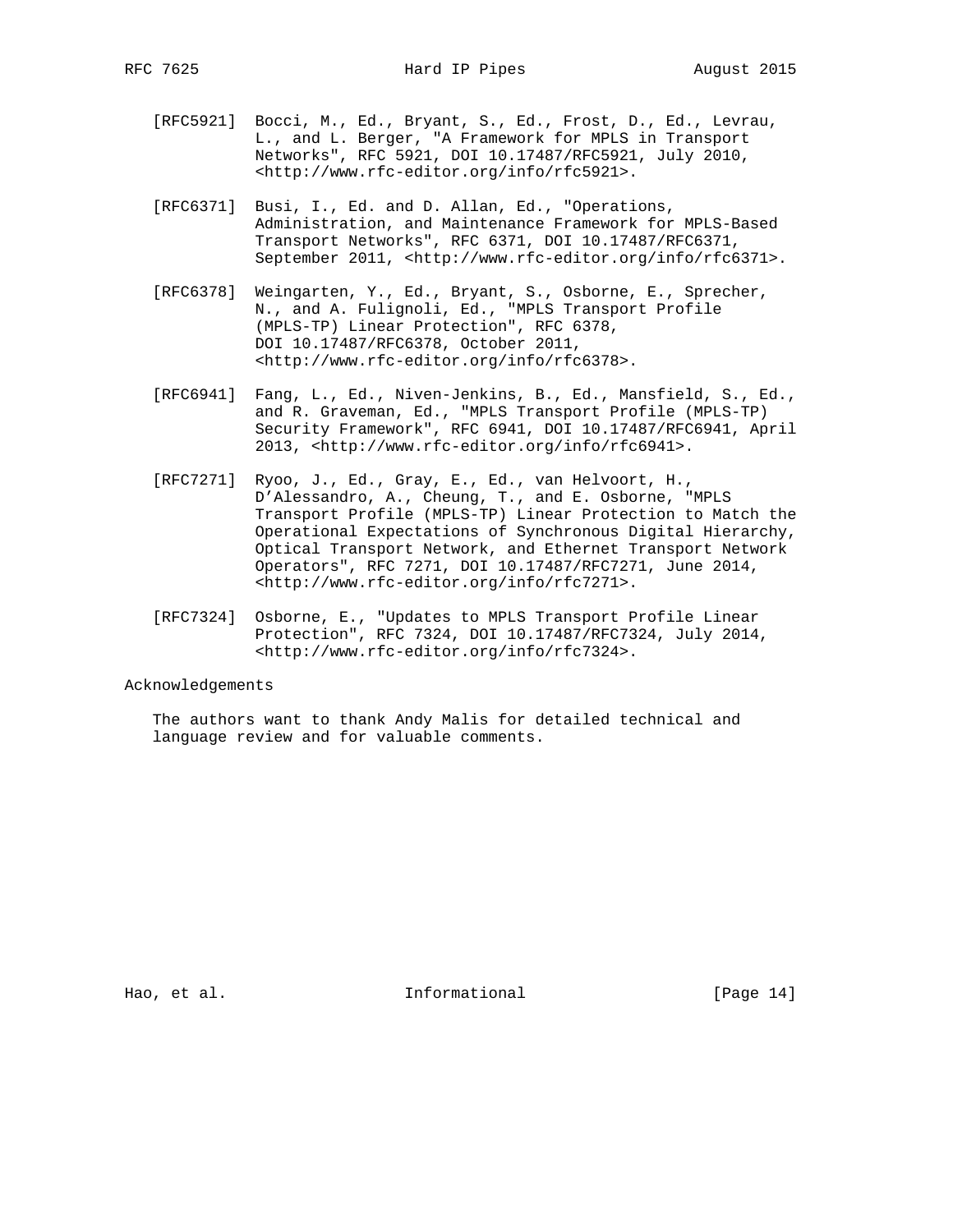[RFC5921] Bocci, M., Ed., Bryant, S., Ed., Frost, D., Ed., Levrau, L., and L. Berger, "A Framework for MPLS in Transport Networks", RFC 5921, DOI 10.17487/RFC5921, July 2010, <http://www.rfc-editor.org/info/rfc5921>.

[RFC6371] Busi, I., Ed. and D. Allan, Ed., "Operations, Administration, and Maintenance Framework for MPLS-Based Transport Networks", RFC 6371, DOI 10.17487/RFC6371, September 2011, <http://www.rfc-editor.org/info/rfc6371>.

[RFC6378] Weingarten, Y., Ed., Bryant, S., Osborne, E., Sprecher, N., and A. Fulignoli, Ed., "MPLS Transport Profile (MPLS-TP) Linear Protection", RFC 6378, DOI 10.17487/RFC6378, October 2011, <http://www.rfc-editor.org/info/rfc6378>.

[RFC6941] Fang, L., Ed., Niven-Jenkins, B., Ed., Mansfield, S., Ed., and R. Graveman, Ed., "MPLS Transport Profile (MPLS-TP) Security Framework", RFC 6941, DOI 10.17487/RFC6941, April 2013, <http://www.rfc-editor.org/info/rfc6941>.

[RFC7271] Ryoo, J., Ed., Gray, E., Ed., van Helvoort, H., D'Alessandro, A., Cheung, T., and E. Osborne, "MPLS Transport Profile (MPLS-TP) Linear Protection to Match the Operational Expectations of Synchronous Digital Hierarchy, Optical Transport Network, and Ethernet Transport Network Operators", RFC 7271, DOI 10.17487/RFC7271, June 2014, <http://www.rfc-editor.org/info/rfc7271>.

[RFC7324] Osborne, E., "Updates to MPLS Transport Profile Linear Protection", RFC 7324, DOI 10.17487/RFC7324, July 2014, <http://www.rfc-editor.org/info/rfc7324>.

## Acknowledgements

The authors want to thank Andy Malis for detailed technical and language review and for valuable comments.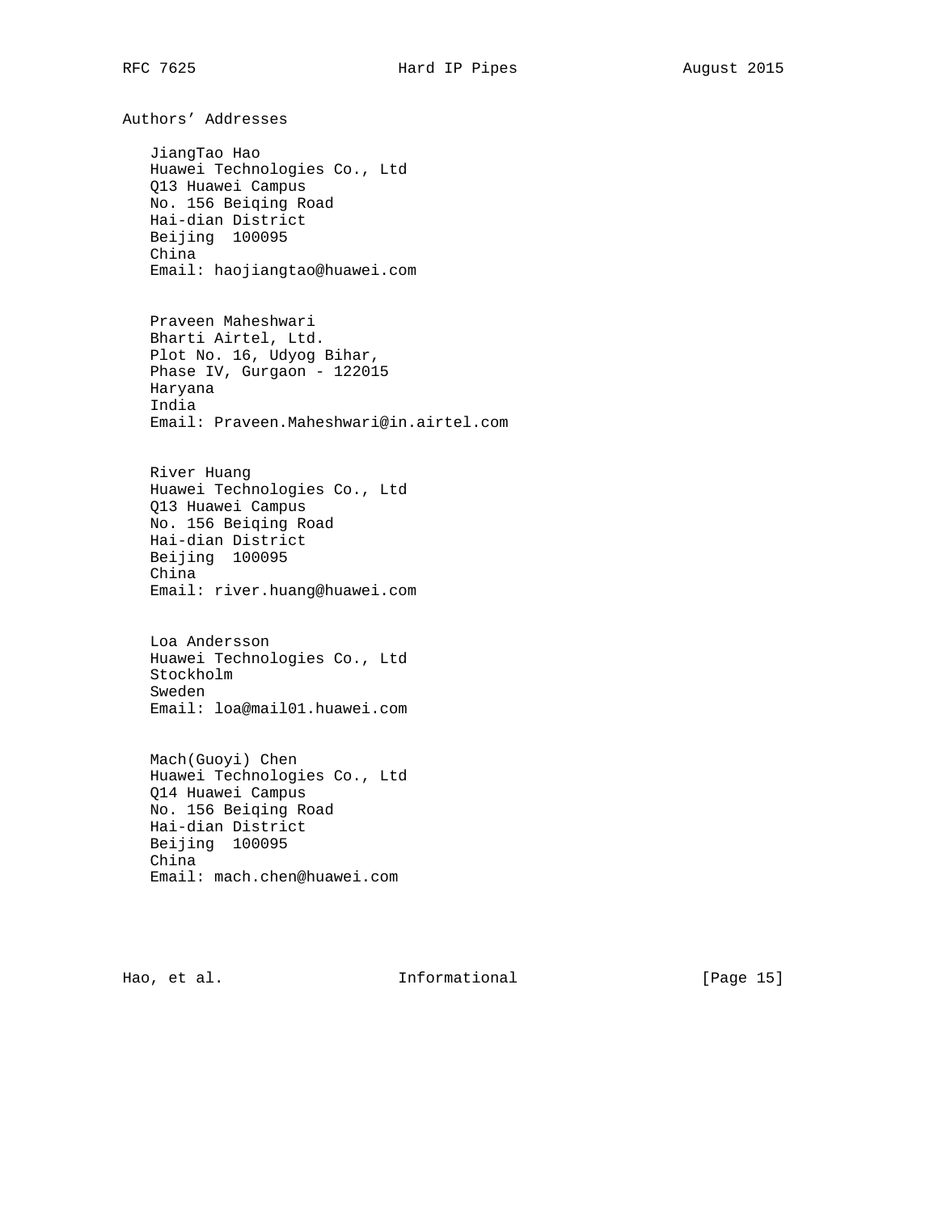## Authors' Addresses

JiangTao Hao
Huawei Technologies Co., Ltd
Q13 Huawei Campus
No. 156 Beiqing Road
Hai-dian District
Beijing 100095
China
Email: haojiangtao@huawei.com

Praveen Maheshwari
Bharti Airtel, Ltd.
Plot No. 16, Udyog Bihar,
Phase IV, Gurgaon - 122015
Haryana
India
Email: Praveen.Maheshwari@in.airtel.com

River Huang
Huawei Technologies Co., Ltd
Q13 Huawei Campus
No. 156 Beiqing Road
Hai-dian District
Beijing 100095
China
Email: river.huang@huawei.com

Loa Andersson
Huawei Technologies Co., Ltd
Stockholm
Sweden
Email: loa@mail01.huawei.com

Mach(Guoyi) Chen
Huawei Technologies Co., Ltd
Q14 Huawei Campus
No. 156 Beiqing Road
Hai-dian District
Beijing 100095
China
Email: mach.chen@huawei.com